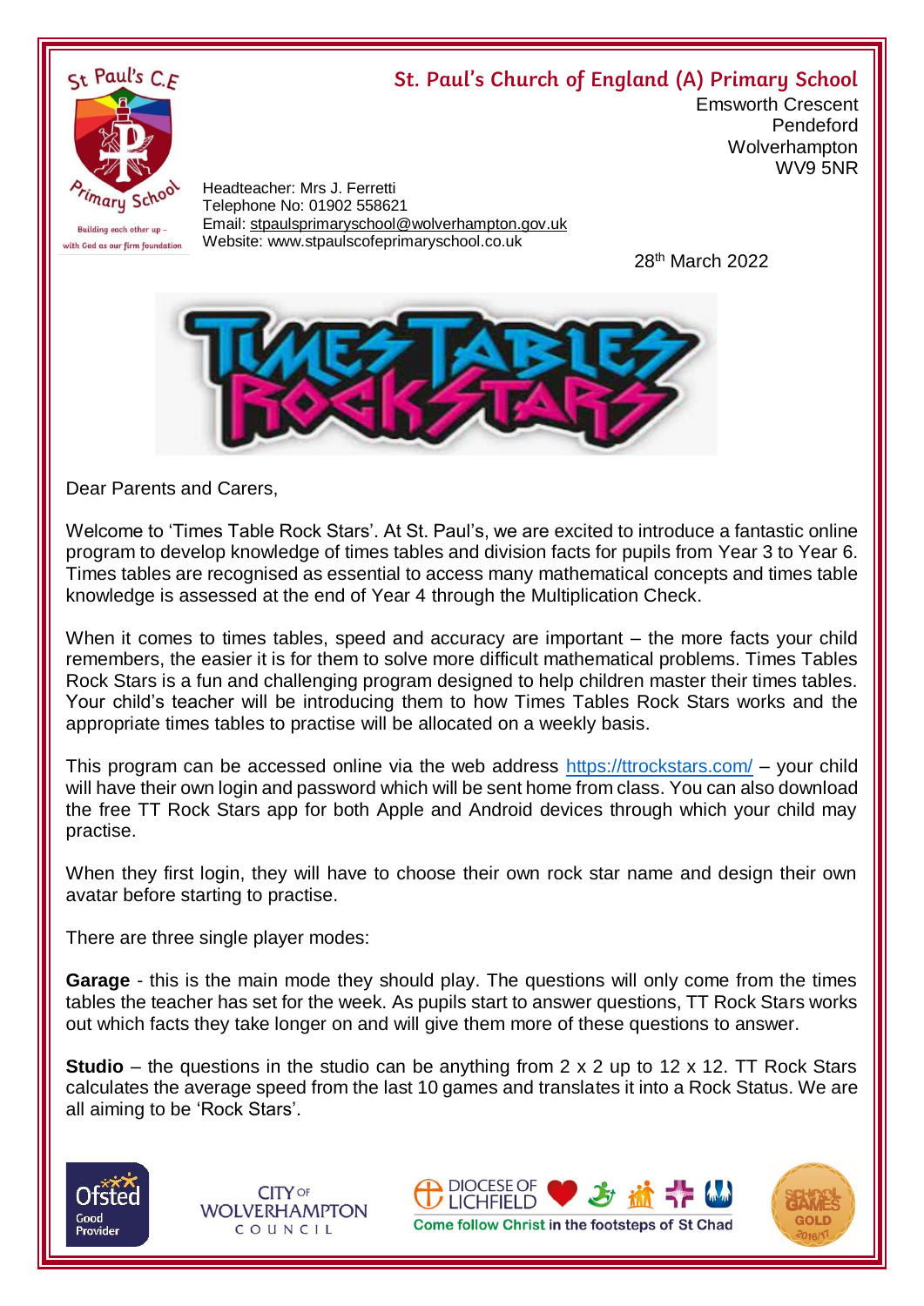# St. Paul's Church of England (A) Primary School

Emsworth Crescent
Pendeford
Wolverhampton
WV9 5NR

Building each other up – with God as our firm foundation

Headteacher: Mrs J. Ferretti
Telephone No: 01902 558621
Email: stpaulsprimaryschool@wolverhampton.gov.uk
Website: www.stpaulscofeprimaryschool.co.uk

28th March 2022

Dear Parents and Carers,

Welcome to 'Times Table Rock Stars'. At St. Paul's, we are excited to introduce a fantastic online program to develop knowledge of times tables and division facts for pupils from Year 3 to Year 6. Times tables are recognised as essential to access many mathematical concepts and times table knowledge is assessed at the end of Year 4 through the Multiplication Check.

When it comes to times tables, speed and accuracy are important – the more facts your child remembers, the easier it is for them to solve more difficult mathematical problems. Times Tables Rock Stars is a fun and challenging program designed to help children master their times tables. Your child's teacher will be introducing them to how Times Tables Rock Stars works and the appropriate times tables to practise will be allocated on a weekly basis.

This program can be accessed online via the web address https://ttrockstars.com/ – your child will have their own login and password which will be sent home from class. You can also download the free TT Rock Stars app for both Apple and Android devices through which your child may practise.

When they first login, they will have to choose their own rock star name and design their own avatar before starting to practise.

There are three single player modes:

**Garage** - this is the main mode they should play. The questions will only come from the times tables the teacher has set for the week. As pupils start to answer questions, TT Rock Stars works out which facts they take longer on and will give them more of these questions to answer.

**Studio** – the questions in the studio can be anything from 2 x 2 up to 12 x 12. TT Rock Stars calculates the average speed from the last 10 games and translates it into a Rock Status. We are all aiming to be 'Rock Stars'.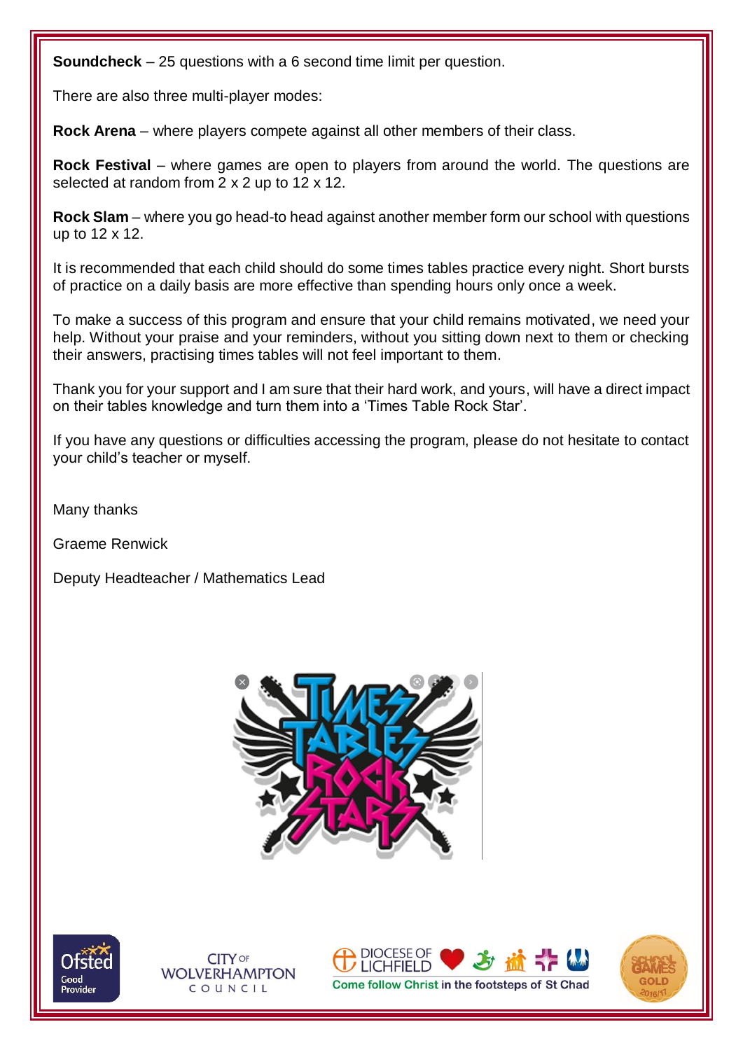**Soundcheck** – 25 questions with a 6 second time limit per question.

There are also three multi-player modes:

**Rock Arena** – where players compete against all other members of their class.

**Rock Festival** – where games are open to players from around the world. The questions are selected at random from 2 x 2 up to 12 x 12.

**Rock Slam** – where you go head-to head against another member form our school with questions up to 12 x 12.

It is recommended that each child should do some times tables practice every night. Short bursts of practice on a daily basis are more effective than spending hours only once a week.

To make a success of this program and ensure that your child remains motivated, we need your help. Without your praise and your reminders, without you sitting down next to them or checking their answers, practising times tables will not feel important to them.

Thank you for your support and I am sure that their hard work, and yours, will have a direct impact on their tables knowledge and turn them into a 'Times Table Rock Star'.

If you have any questions or difficulties accessing the program, please do not hesitate to contact your child's teacher or myself.

Many thanks

Graeme Renwick

Deputy Headteacher / Mathematics Lead